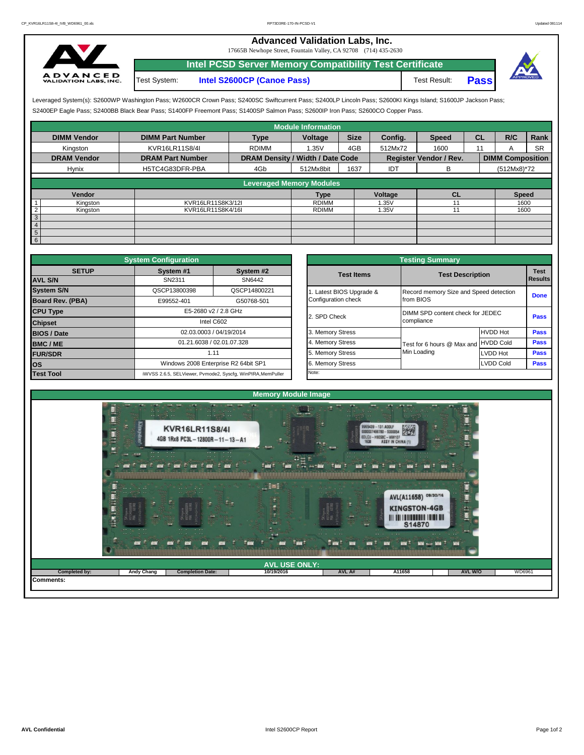# Advanced Validation Labs, Inc.

17665B Newhope Street, Fountain Valley, CA 92708 (714) 435-2630

## Intel PCSD Server Memory Compatibility Test Certificate

Test System: **Intel S2600CP (Canoe Pass)** Test Result: **Pass**

Leveraged System(s): S2600WP Washington Pass; W2600CR Crown Pass; S2400SC Swiftcurrent Pass; S2400LP Lincoln Pass; S2600KI Kings Island; S1600JP Jackson Pass; S2400EP Eagle Pass; S2400BB Black Bear Pass; S1400FP Freemont Pass; S1400SP Salmon Pass; S2600IP Iron Pass; S2600CO Copper Pass.

### Module Information

| DIMM Vendor | DIMM Part Number | Type | Voltage | Size | Config. | Speed | CL | R/C | Rank |
|---|---|---|---|---|---|---|---|---|---|
| Kingston | KVR16LR11S8/4I | RDIMM | 1.35V | 4GB | 512Mx72 | 1600 | 11 | A | SR |
| **DRAM Vendor** | **DRAM Part Number** | **DRAM Density / Width / Date Code** | | | **Register Vendor / Rev.** | | **DIMM Composition** | | |
| Hynix | H5TC4G83DFR-PBA | 4Gb | 512Mx8bit | 1637 | IDT | B | (512Mx8)*72 | | |

### Leveraged Memory Modules

| | Vendor | | Type | Voltage | CL | Speed |
|---|---|---|---|---|---|---|
| 1 | Kingston | KVR16LR11S8K3/12I | RDIMM | 1.35V | 11 | 1600 |
| 2 | Kingston | KVR16LR11S8K4/16I | RDIMM | 1.35V | 11 | 1600 |
| 3 | | | | | | |
| 4 | | | | | | |
| 5 | | | | | | |
| 6 | | | | | | |

### System Configuration

| SETUP | System #1 | System #2 |
|---|---|---|
| AVL S/N | SN2311 | SN6442 |
| System S/N | QSCP13800398 | QSCP14800221 |
| Board Rev. (PBA) | E99552-401 | G50768-501 |
| CPU Type | E5-2680 v2 / 2.8 GHz | |
| Chipset | Intel C602 | |
| BIOS / Date | 02.03.0003 / 04/19/2014 | |
| BMC / ME | 01.21.6038 / 02.01.07.328 | |
| FUR/SDR | 1.11 | |
| OS | Windows 2008 Enterprise R2 64bit SP1 | |
| Test Tool | iWVSS 2.6.5, SELViewer, Pvmode2, Syscfg, WinPIRA,MemPuller | |

### Testing Summary

| Test Items | Test Description | | Test Results |
|---|---|---|---|
| 1. Latest BIOS Upgrade & Configuration check | Record memory Size and Speed detection from BIOS | | Done |
| 2. SPD Check | DIMM SPD content check for JEDEC compliance | | Pass |
| 3. Memory Stress | Test for 6 hours @ Max and Min Loading | HVDD Hot | Pass |
| 4. Memory Stress | | HVDD Cold | Pass |
| 5. Memory Stress | | LVDD Hot | Pass |
| 6. Memory Stress | | LVDD Cold | Pass |
| Note: | | | |

### Memory Module Image

### AVL USE ONLY:

| Completed by: | Andy Chang | Completion Date: | 10/19/2016 | AVL A# | A11658 | AVL W/O | WD6961 |
|---|---|---|---|---|---|---|---|

Comments: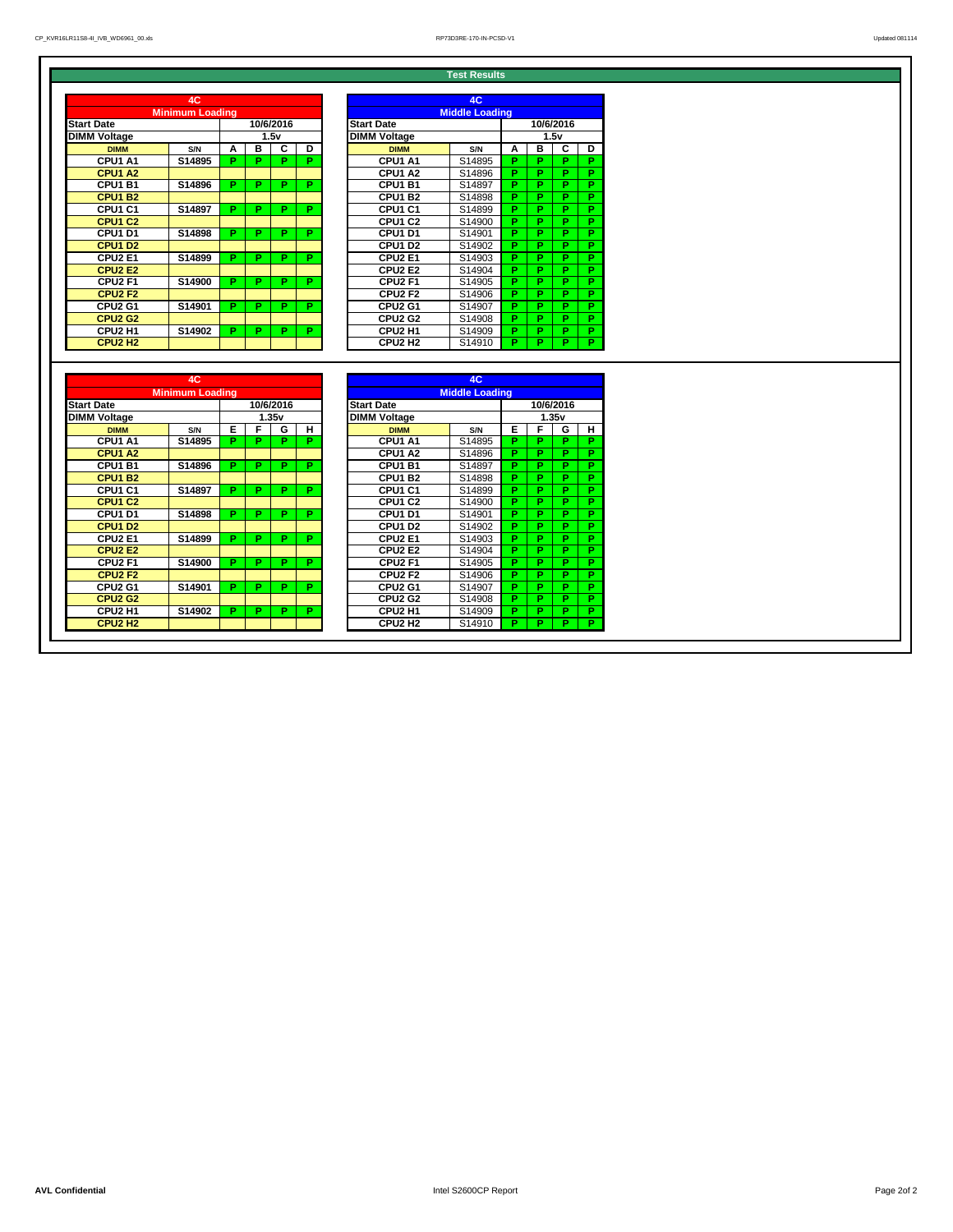## Test Results

| 4C Minimum Loading | | | | | |
|---|---|---|---|---|---|
| Start Date | | 10/6/2016 | | | |
| DIMM Voltage | | 1.5v | | | |
| DIMM | S/N | A | B | C | D |
| CPU1 A1 | S14895 | P | P | P | P |
| CPU1 A2 | | | | | |
| CPU1 B1 | S14896 | P | P | P | P |
| CPU1 B2 | | | | | |
| CPU1 C1 | S14897 | P | P | P | P |
| CPU1 C2 | | | | | |
| CPU1 D1 | S14898 | P | P | P | P |
| CPU1 D2 | | | | | |
| CPU2 E1 | S14899 | P | P | P | P |
| CPU2 E2 | | | | | |
| CPU2 F1 | S14900 | P | P | P | P |
| CPU2 F2 | | | | | |
| CPU2 G1 | S14901 | P | P | P | P |
| CPU2 G2 | | | | | |
| CPU2 H1 | S14902 | P | P | P | P |
| CPU2 H2 | | | | | |

| 4C Middle Loading | | | | | |
|---|---|---|---|---|---|
| Start Date | | 10/6/2016 | | | |
| DIMM Voltage | | 1.5v | | | |
| DIMM | S/N | A | B | C | D |
| CPU1 A1 | S14895 | P | P | P | P |
| CPU1 A2 | S14896 | P | P | P | P |
| CPU1 B1 | S14897 | P | P | P | P |
| CPU1 B2 | S14898 | P | P | P | P |
| CPU1 C1 | S14899 | P | P | P | P |
| CPU1 C2 | S14900 | P | P | P | P |
| CPU1 D1 | S14901 | P | P | P | P |
| CPU1 D2 | S14902 | P | P | P | P |
| CPU2 E1 | S14903 | P | P | P | P |
| CPU2 E2 | S14904 | P | P | P | P |
| CPU2 F1 | S14905 | P | P | P | P |
| CPU2 F2 | S14906 | P | P | P | P |
| CPU2 G1 | S14907 | P | P | P | P |
| CPU2 G2 | S14908 | P | P | P | P |
| CPU2 H1 | S14909 | P | P | P | P |
| CPU2 H2 | S14910 | P | P | P | P |

| 4C Minimum Loading | | | | | |
|---|---|---|---|---|---|
| Start Date | | 10/6/2016 | | | |
| DIMM Voltage | | 1.35v | | | |
| DIMM | S/N | E | F | G | H |
| CPU1 A1 | S14895 | P | P | P | P |
| CPU1 A2 | | | | | |
| CPU1 B1 | S14896 | P | P | P | P |
| CPU1 B2 | | | | | |
| CPU1 C1 | S14897 | P | P | P | P |
| CPU1 C2 | | | | | |
| CPU1 D1 | S14898 | P | P | P | P |
| CPU1 D2 | | | | | |
| CPU2 E1 | S14899 | P | P | P | P |
| CPU2 E2 | | | | | |
| CPU2 F1 | S14900 | P | P | P | P |
| CPU2 F2 | | | | | |
| CPU2 G1 | S14901 | P | P | P | P |
| CPU2 G2 | | | | | |
| CPU2 H1 | S14902 | P | P | P | P |
| CPU2 H2 | | | | | |

| 4C Middle Loading | | | | | |
|---|---|---|---|---|---|
| Start Date | | 10/6/2016 | | | |
| DIMM Voltage | | 1.35v | | | |
| DIMM | S/N | E | F | G | H |
| CPU1 A1 | S14895 | P | P | P | P |
| CPU1 A2 | S14896 | P | P | P | P |
| CPU1 B1 | S14897 | P | P | P | P |
| CPU1 B2 | S14898 | P | P | P | P |
| CPU1 C1 | S14899 | P | P | P | P |
| CPU1 C2 | S14900 | P | P | P | P |
| CPU1 D1 | S14901 | P | P | P | P |
| CPU1 D2 | S14902 | P | P | P | P |
| CPU2 E1 | S14903 | P | P | P | P |
| CPU2 E2 | S14904 | P | P | P | P |
| CPU2 F1 | S14905 | P | P | P | P |
| CPU2 F2 | S14906 | P | P | P | P |
| CPU2 G1 | S14907 | P | P | P | P |
| CPU2 G2 | S14908 | P | P | P | P |
| CPU2 H1 | S14909 | P | P | P | P |
| CPU2 H2 | S14910 | P | P | P | P |